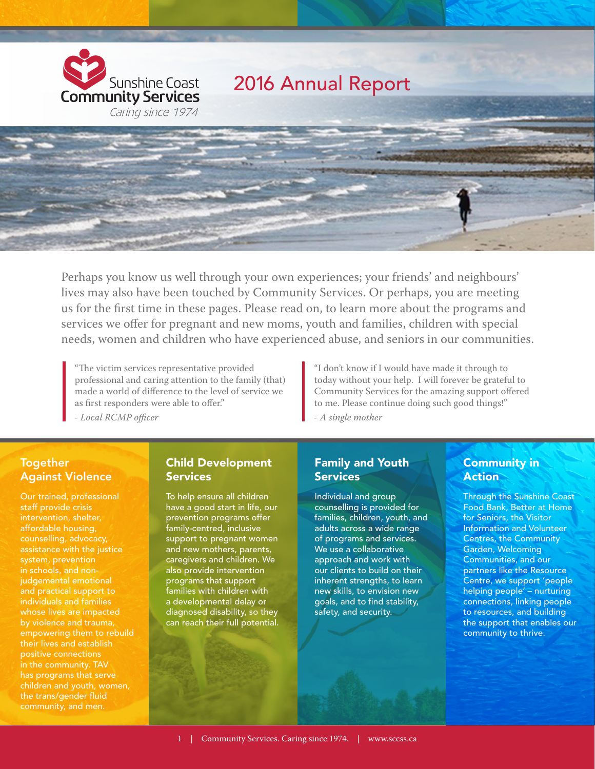Sunshine Coast Community Services

*Caring since 1974*

# 2016 Annual Report

Perhaps you know us well through your own experiences; your friends' and neighbours' lives may also have been touched by Community Services. Or perhaps, you are meeting us for the first time in these pages. Please read on, to learn more about the programs and services we offer for pregnant and new moms, youth and families, children with special needs, women and children who have experienced abuse, and seniors in our communities.

> "The victim services representative provided professional and caring attention to the family (that) made a world of difference to the level of service we as first responders were able to offer."
>
> *- Local RCMP officer*

> "I don't know if I would have made it through to today without your help. I will forever be grateful to Community Services for the amazing support offered to me. Please continue doing such good things!"
>
> *- A single mother*

## Together Against Violence

Our trained, professional staff provide crisis intervention, shelter, affordable housing, counselling, advocacy, assistance with the justice system, prevention in schools, and non-judgemental emotional and practical support to individuals and families whose lives are impacted by violence and trauma, empowering them to rebuild their lives and establish positive connections in the community. TAV has programs that serve children and youth, women, the trans/gender fluid community, and men.

## Child Development Services

To help ensure all children have a good start in life, our prevention programs offer family-centred, inclusive support to pregnant women and new mothers, parents, caregivers and children. We also provide intervention programs that support families with children with a developmental delay or diagnosed disability, so they can reach their full potential.

## Family and Youth Services

Individual and group counselling is provided for families, children, youth, and adults across a wide range of programs and services. We use a collaborative approach and work with our clients to build on their inherent strengths, to learn new skills, to envision new goals, and to find stability, safety, and security.

## Community in Action

Through the Sunshine Coast Food Bank, Better at Home for Seniors, the Visitor Information and Volunteer Centres, the Community Garden, Welcoming Communities, and our partners like the Resource Centre, we support 'people helping people' – nurturing connections, linking people to resources, and building the support that enables our community to thrive.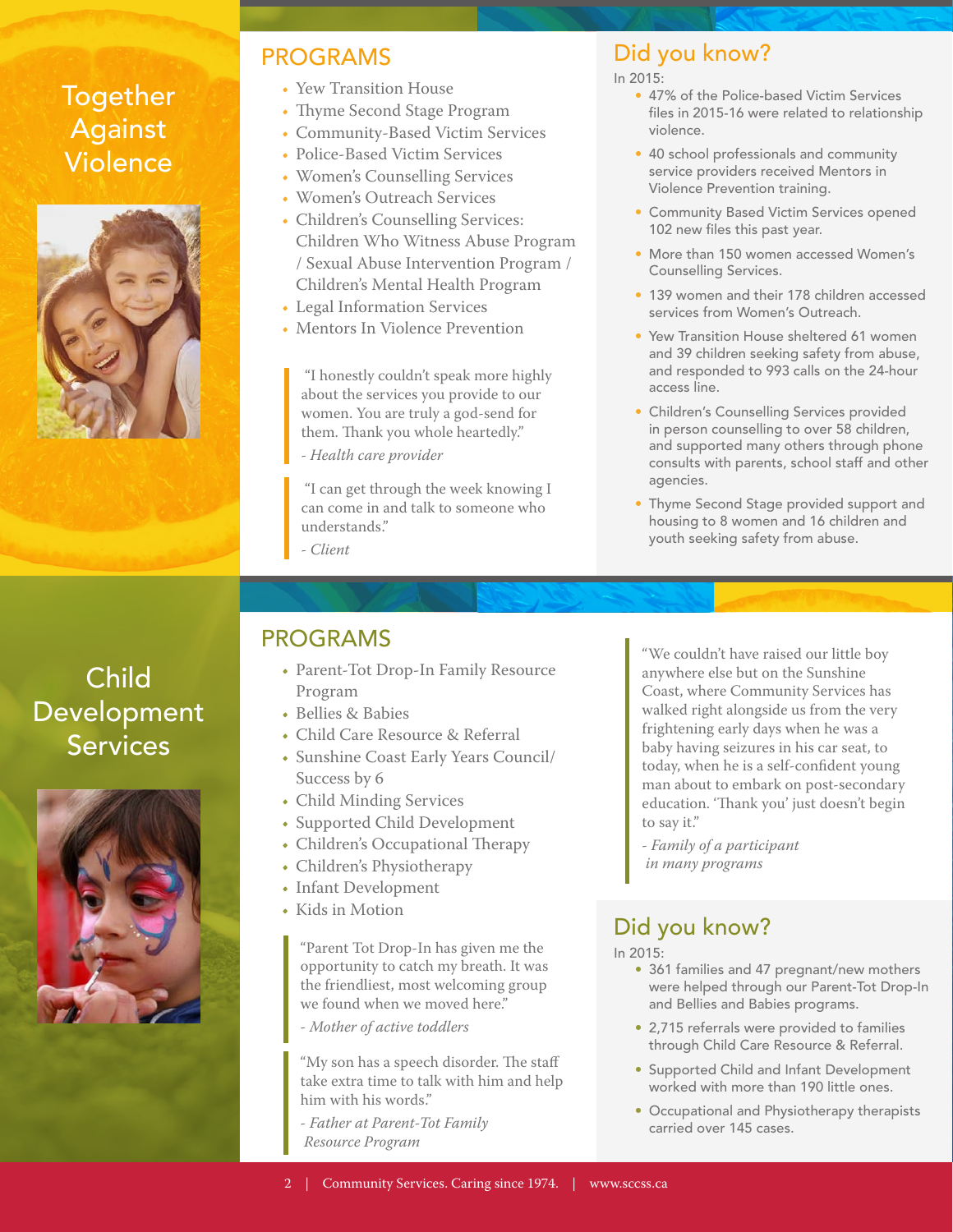# Together Against Violence

## PROGRAMS

- Yew Transition House
- Thyme Second Stage Program
- Community-Based Victim Services
- Police-Based Victim Services
- Women's Counselling Services
- Women's Outreach Services
- Children's Counselling Services: Children Who Witness Abuse Program / Sexual Abuse Intervention Program / Children's Mental Health Program
- Legal Information Services
- Mentors In Violence Prevention

> "I honestly couldn't speak more highly about the services you provide to our women. You are truly a god-send for them. Thank you whole heartedly."
>
> *- Health care provider*

> "I can get through the week knowing I can come in and talk to someone who understands."
>
> *- Client*

## Did you know?

In 2015:

- 47% of the Police-based Victim Services files in 2015-16 were related to relationship violence.
- 40 school professionals and community service providers received Mentors in Violence Prevention training.
- Community Based Victim Services opened 102 new files this past year.
- More than 150 women accessed Women's Counselling Services.
- 139 women and their 178 children accessed services from Women's Outreach.
- Yew Transition House sheltered 61 women and 39 children seeking safety from abuse, and responded to 993 calls on the 24-hour access line.
- Children's Counselling Services provided in person counselling to over 58 children, and supported many others through phone consults with parents, school staff and other agencies.
- Thyme Second Stage provided support and housing to 8 women and 16 children and youth seeking safety from abuse.

# Child Development Services

## PROGRAMS

- Parent-Tot Drop-In Family Resource Program
- Bellies & Babies
- Child Care Resource & Referral
- Sunshine Coast Early Years Council/ Success by 6
- Child Minding Services
- Supported Child Development
- Children's Occupational Therapy
- Children's Physiotherapy
- Infant Development
- Kids in Motion

> "Parent Tot Drop-In has given me the opportunity to catch my breath. It was the friendliest, most welcoming group we found when we moved here."
>
> *- Mother of active toddlers*

> "My son has a speech disorder. The staff take extra time to talk with him and help him with his words."
>
> *- Father at Parent-Tot Family Resource Program*

> "We couldn't have raised our little boy anywhere else but on the Sunshine Coast, where Community Services has walked right alongside us from the very frightening early days when he was a baby having seizures in his car seat, to today, when he is a self-confident young man about to embark on post-secondary education. 'Thank you' just doesn't begin to say it."
>
> *- Family of a participant in many programs*

## Did you know?

In 2015:

- 361 families and 47 pregnant/new mothers were helped through our Parent-Tot Drop-In and Bellies and Babies programs.
- 2,715 referrals were provided to families through Child Care Resource & Referral.
- Supported Child and Infant Development worked with more than 190 little ones.
- Occupational and Physiotherapy therapists carried over 145 cases.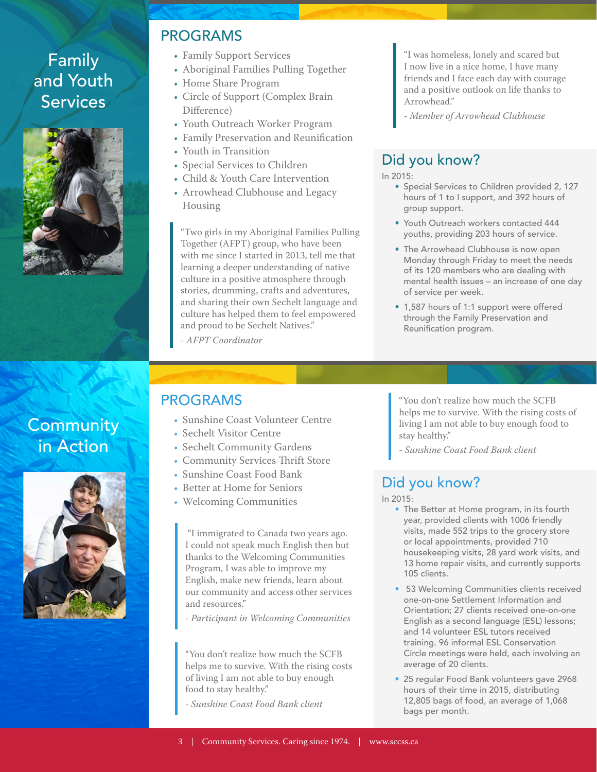# Family and Youth Services

## PROGRAMS

- Family Support Services
- Aboriginal Families Pulling Together
- Home Share Program
- Circle of Support (Complex Brain Difference)
- Youth Outreach Worker Program
- Family Preservation and Reunification
- Youth in Transition
- Special Services to Children
- Child & Youth Care Intervention
- Arrowhead Clubhouse and Legacy Housing

> "Two girls in my Aboriginal Families Pulling Together (AFPT) group, who have been with me since I started in 2013, tell me that learning a deeper understanding of native culture in a positive atmosphere through stories, drumming, crafts and adventures, and sharing their own Sechelt language and culture has helped them to feel empowered and proud to be Sechelt Natives."
>
> *- AFPT Coordinator*

> "I was homeless, lonely and scared but I now live in a nice home, I have many friends and I face each day with courage and a positive outlook on life thanks to Arrowhead."
>
> *- Member of Arrowhead Clubhouse*

## Did you know?

In 2015:

- Special Services to Children provided 2, 127 hours of 1 to I support, and 392 hours of group support.
- Youth Outreach workers contacted 444 youths, providing 203 hours of service.
- The Arrowhead Clubhouse is now open Monday through Friday to meet the needs of its 120 members who are dealing with mental health issues – an increase of one day of service per week.
- 1,587 hours of 1:1 support were offered through the Family Preservation and Reunification program.

# Community in Action

## PROGRAMS

- Sunshine Coast Volunteer Centre
- Sechelt Visitor Centre
- Sechelt Community Gardens
- Community Services Thrift Store
- Sunshine Coast Food Bank
- Better at Home for Seniors
- Welcoming Communities

> "I immigrated to Canada two years ago. I could not speak much English then but thanks to the Welcoming Communities Program, I was able to improve my English, make new friends, learn about our community and access other services and resources."
>
> *- Participant in Welcoming Communities*

> "You don't realize how much the SCFB helps me to survive. With the rising costs of living I am not able to buy enough food to stay healthy."
>
> *- Sunshine Coast Food Bank client*

> "You don't realize how much the SCFB helps me to survive. With the rising costs of living I am not able to buy enough food to stay healthy."
>
> *- Sunshine Coast Food Bank client*

## Did you know?

In 2015:

- The Better at Home program, in its fourth year, provided clients with 1006 friendly visits, made 552 trips to the grocery store or local appointments, provided 710 housekeeping visits, 28 yard work visits, and 13 home repair visits, and currently supports 105 clients.
- 53 Welcoming Communities clients received one-on-one Settlement Information and Orientation; 27 clients received one-on-one English as a second language (ESL) lessons; and 14 volunteer ESL tutors received training. 96 informal ESL Conservation Circle meetings were held, each involving an average of 20 clients.
- 25 regular Food Bank volunteers gave 2968 hours of their time in 2015, distributing 12,805 bags of food, an average of 1,068 bags per month.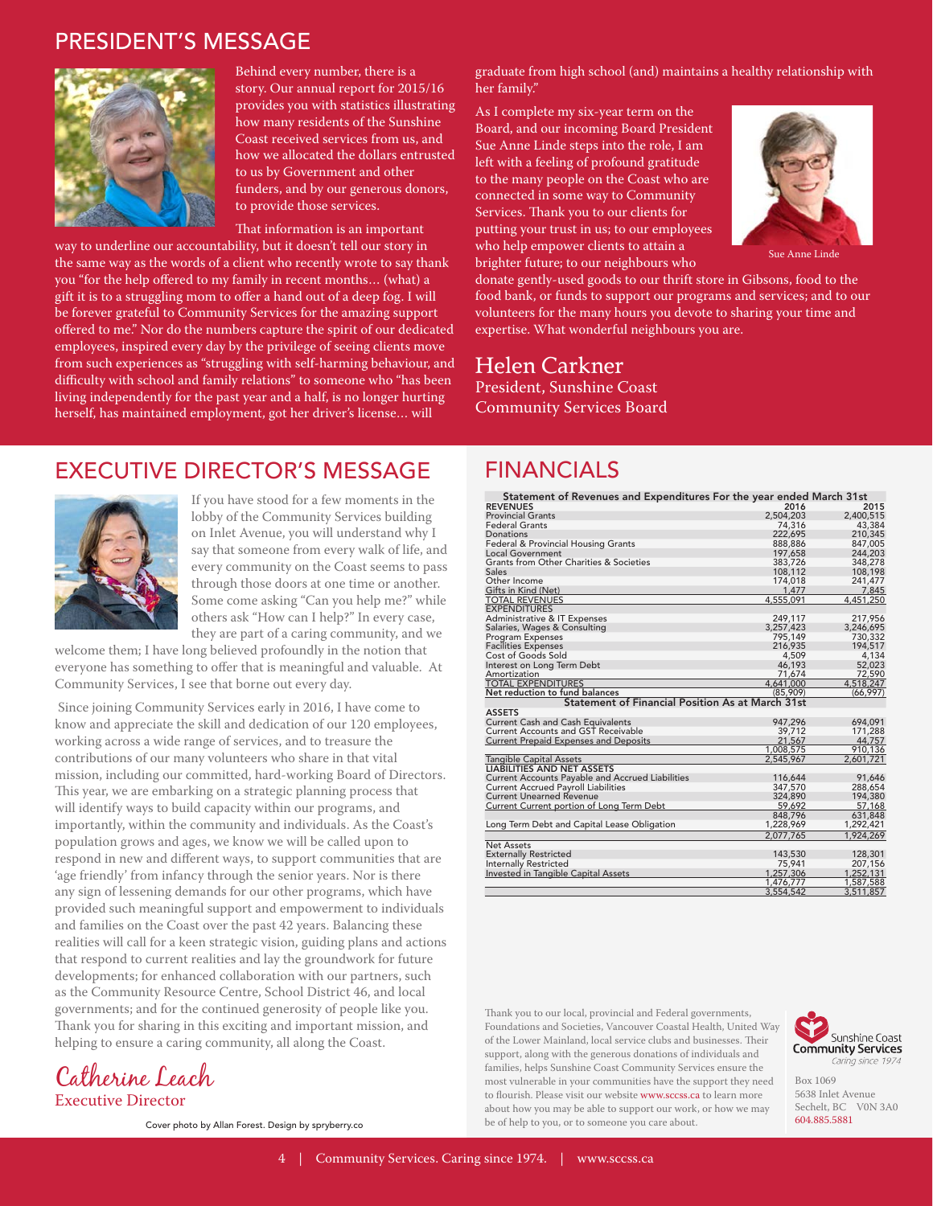## PRESIDENT'S MESSAGE

Behind every number, there is a story. Our annual report for 2015/16 provides you with statistics illustrating how many residents of the Sunshine Coast received services from us, and how we allocated the dollars entrusted to us by Government and other funders, and by our generous donors, to provide those services.

That information is an important way to underline our accountability, but it doesn't tell our story in the same way as the words of a client who recently wrote to say thank you "for the help offered to my family in recent months… (what) a gift it is to a struggling mom to offer a hand out of a deep fog. I will be forever grateful to Community Services for the amazing support offered to me." Nor do the numbers capture the spirit of our dedicated employees, inspired every day by the privilege of seeing clients move from such experiences as "struggling with self-harming behaviour, and difficulty with school and family relations" to someone who "has been living independently for the past year and a half, is no longer hurting herself, has maintained employment, got her driver's license… will graduate from high school (and) maintains a healthy relationship with her family."

As I complete my six-year term on the Board, and our incoming Board President Sue Anne Linde steps into the role, I am left with a feeling of profound gratitude to the many people on the Coast who are connected in some way to Community Services. Thank you to our clients for putting your trust in us; to our employees who help empower clients to attain a brighter future; to our neighbours who donate gently-used goods to our thrift store in Gibsons, food to the food bank, or funds to support our programs and services; and to our volunteers for the many hours you devote to sharing your time and expertise. What wonderful neighbours you are.

Sue Anne Linde

Helen Carkner
President, Sunshine Coast Community Services Board

## EXECUTIVE DIRECTOR'S MESSAGE

If you have stood for a few moments in the lobby of the Community Services building on Inlet Avenue, you will understand why I say that someone from every walk of life, and every community on the Coast seems to pass through those doors at one time or another. Some come asking "Can you help me?" while others ask "How can I help?" In every case, they are part of a caring community, and we welcome them; I have long believed profoundly in the notion that everyone has something to offer that is meaningful and valuable. At Community Services, I see that borne out every day.

Since joining Community Services early in 2016, I have come to know and appreciate the skill and dedication of our 120 employees, working across a wide range of services, and to treasure the contributions of our many volunteers who share in that vital mission, including our committed, hard-working Board of Directors. This year, we are embarking on a strategic planning process that will identify ways to build capacity within our programs, and importantly, within the community and individuals. As the Coast's population grows and ages, we know we will be called upon to respond in new and different ways, to support communities that are 'age friendly' from infancy through the senior years. Nor is there any sign of lessening demands for our other programs, which have provided such meaningful support and empowerment to individuals and families on the Coast over the past 42 years. Balancing these realities will call for a keen strategic vision, guiding plans and actions that respond to current realities and lay the groundwork for future developments; for enhanced collaboration with our partners, such as the Community Resource Centre, School District 46, and local governments; and for the continued generosity of people like you. Thank you for sharing in this exciting and important mission, and helping to ensure a caring community, all along the Coast.

Catherine Leach
Executive Director

Cover photo by Allan Forest. Design by spryberry.co

## FINANCIALS

**Statement of Revenues and Expenditures For the year ended March 31st**

| REVENUES | 2016 | 2015 |
|---|---|---|
| Provincial Grants | 2,504,203 | 2,400,515 |
| Federal Grants | 74,316 | 43,384 |
| Donations | 222,695 | 210,345 |
| Federal & Provincial Housing Grants | 888,886 | 847,005 |
| Local Government | 197,658 | 244,203 |
| Grants from Other Charities & Societies | 383,726 | 348,278 |
| Sales | 108,112 | 108,198 |
| Other Income | 174,018 | 241,477 |
| Gifts in Kind (Net) | 1,477 | 7,845 |
| TOTAL REVENUES | 4,555,091 | 4,451,250 |
| EXPENDITURES | | |
| Administrative & IT Expenses | 249,117 | 217,956 |
| Salaries, Wages & Consulting | 3,257,423 | 3,246,695 |
| Program Expenses | 795,149 | 730,332 |
| Facilities Expenses | 216,935 | 194,517 |
| Cost of Goods Sold | 4,509 | 4,134 |
| Interest on Long Term Debt | 46,193 | 52,023 |
| Amortization | 71,674 | 72,590 |
| TOTAL EXPENDITURES | 4,641,000 | 4,518,247 |
| Net reduction to fund balances | (85,909) | (66,997) |

**Statement of Financial Position As at March 31st**

| ASSETS | 2016 | 2015 |
|---|---|---|
| Current Cash and Cash Equivalents | 947,296 | 694,091 |
| Current Accounts and GST Receivable | 39,712 | 171,288 |
| Current Prepaid Expenses and Deposits | 21,567 | 44,757 |
| | 1,008,575 | 910,136 |
| Tangible Capital Assets | 2,545,967 | 2,601,721 |
| LIABILITIES AND NET ASSETS | | |
| Current Accounts Payable and Accrued Liabilities | 116,644 | 91,646 |
| Current Accrued Payroll Liabilities | 347,570 | 288,654 |
| Current Unearned Revenue | 324,890 | 194,380 |
| Current Current portion of Long Term Debt | 59,692 | 57,168 |
| | 848,796 | 631,848 |
| Long Term Debt and Capital Lease Obligation | 1,228,969 | 1,292,421 |
| | 2,077,765 | 1,924,269 |
| Net Assets | | |
| Externally Restricted | 143,530 | 128,301 |
| Internally Restricted | 75,941 | 207,156 |
| Invested in Tangible Capital Assets | 1,257,306 | 1,252,131 |
| | 1,476,777 | 1,587,588 |
| | 3,554,542 | 3,511,857 |

Thank you to our local, provincial and Federal governments, Foundations and Societies, Vancouver Coastal Health, United Way of the Lower Mainland, local service clubs and businesses. Their support, along with the generous donations of individuals and families, helps Sunshine Coast Community Services ensure the most vulnerable in your communities have the support they need to flourish. Please visit our website www.sccss.ca to learn more about how you may be able to support our work, or how we may be of help to you, or to someone you care about.

Sunshine Coast Community Services
*Caring since 1974*

Box 1069
5638 Inlet Avenue
Sechelt, BC V0N 3A0
604.885.5881